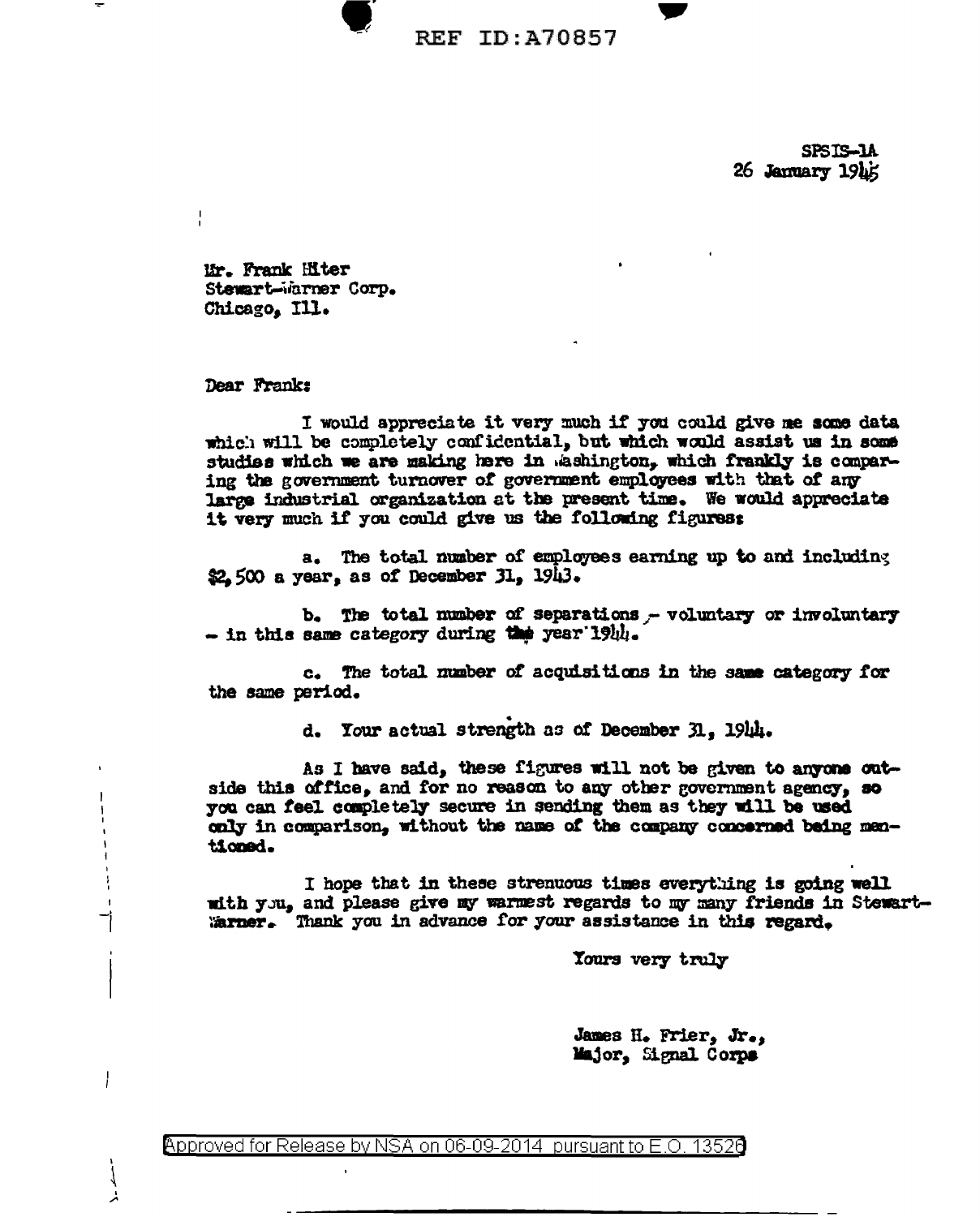REF ID:A70857

SPSIS-1A
26 January 1945

Mr. Frank Hiter
Stewart-Warner Corp.
Chicago, Ill.

Dear Frank:

I would appreciate it very much if you could give me some data which will be completely confidential, but which would assist us in some studies which we are making here in Washington, which frankly is comparing the government turnover of government employees with that of any large industrial organization at the present time. We would appreciate it very much if you could give us the following figures:

a. The total number of employees earning up to and including $2,500 a year, as of December 31, 1943.

b. The total number of separations - voluntary or involuntary - in this same category during the year 1944.

c. The total number of acquisitions in the same category for the same period.

d. Your actual strength as of December 31, 1944.

As I have said, these figures will not be given to anyone outside this office, and for no reason to any other government agency, so you can feel completely secure in sending them as they will be used only in comparison, without the name of the company concerned being mentioned.

I hope that in these strenuous times everything is going well with you, and please give my warmest regards to my many friends in Stewart-Warner. Thank you in advance for your assistance in this regard.

Yours very truly

James H. Frier, Jr.,
Major, Signal Corps

Approved for Release by NSA on 06-09-2014 pursuant to E.O. 13526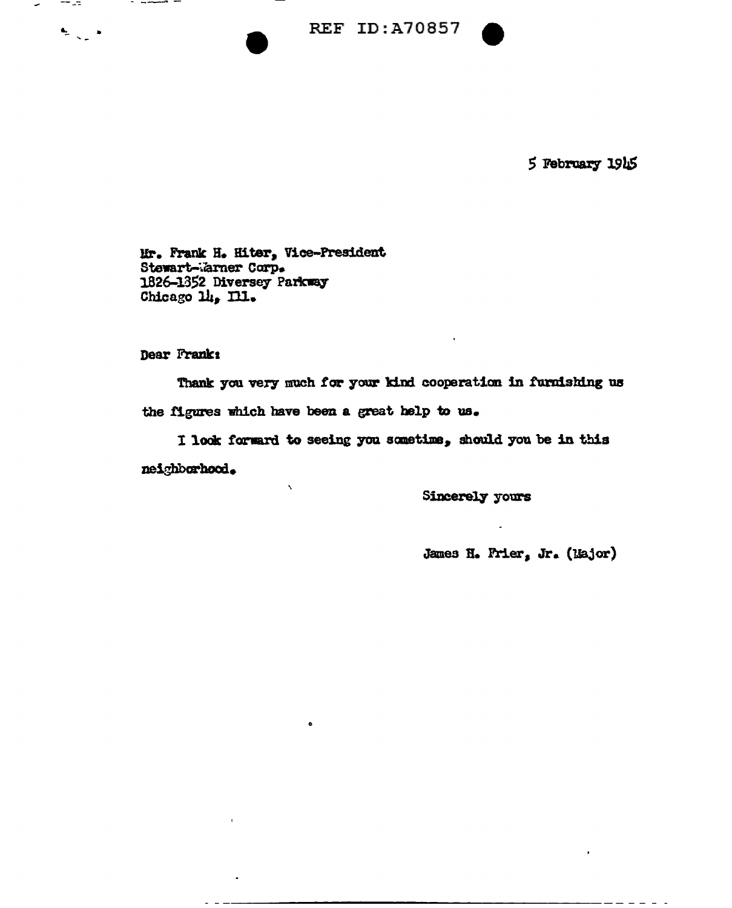REF ID:A70857

5 February 1945

Mr. Frank H. Hiter, Vice-President
Stewart-Warner Corp.
1826-1352 Diversey Parkway
Chicago 14, Ill.

Dear Frank:

Thank you very much for your kind cooperation in furnishing us the figures which have been a great help to us.

I look forward to seeing you sometime, should you be in this neighborhood.

Sincerely yours

James H. Frier, Jr. (Major)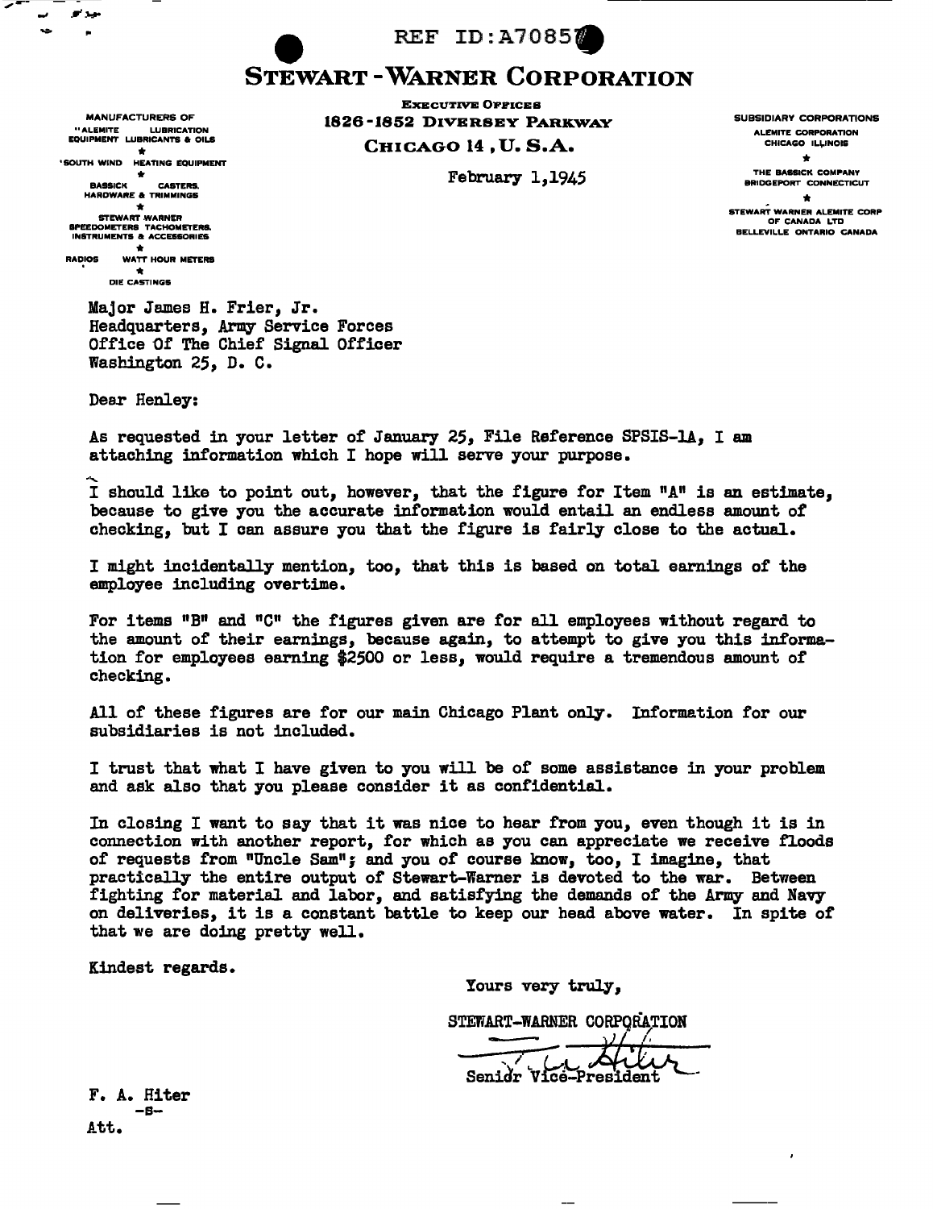REF ID:A70857

# STEWART-WARNER CORPORATION

MANUFACTURERS OF
"ALEMITE" LUBRICATION EQUIPMENT LUBRICANTS & OILS
*
SOUTH WIND HEATING EQUIPMENT
*
BASSICK CASTERS. HARDWARE & TRIMMINGS
*
STEWART WARNER SPEEDOMETERS TACHOMETERS. INSTRUMENTS & ACCESSORIES
*
RADIOS WATT HOUR METERS
*
DIE CASTINGS

EXECUTIVE OFFICES
1826-1852 DIVERSEY PARKWAY
CHICAGO 14, U. S. A.

SUBSIDIARY CORPORATIONS
ALEMITE CORPORATION CHICAGO ILLINOIS
*
THE BASSICK COMPANY BRIDGEPORT CONNECTICUT
*
STEWART WARNER ALEMITE CORP OF CANADA LTD BELLEVILLE ONTARIO CANADA

February 1,1945

Major James H. Frier, Jr.
Headquarters, Army Service Forces
Office Of The Chief Signal Officer
Washington 25, D. C.

Dear Henley:

As requested in your letter of January 25, File Reference SPSIS-1A, I am attaching information which I hope will serve your purpose.

I should like to point out, however, that the figure for Item "A" is an estimate, because to give you the accurate information would entail an endless amount of checking, but I can assure you that the figure is fairly close to the actual.

I might incidentally mention, too, that this is based on total earnings of the employee including overtime.

For items "B" and "C" the figures given are for all employees without regard to the amount of their earnings, because again, to attempt to give you this information for employees earning $2500 or less, would require a tremendous amount of checking.

All of these figures are for our main Chicago Plant only. Information for our subsidiaries is not included.

I trust that what I have given to you will be of some assistance in your problem and ask also that you please consider it as confidential.

In closing I want to say that it was nice to hear from you, even though it is in connection with another report, for which as you can appreciate we receive floods of requests from "Uncle Sam"; and you of course know, too, I imagine, that practically the entire output of Stewart-Warner is devoted to the war. Between fighting for material and labor, and satisfying the demands of the Army and Navy on deliveries, it is a constant battle to keep our head above water. In spite of that we are doing pretty well.

Kindest regards.

Yours very truly,

STEWART-WARNER CORPORATION

F. A. Hiter
Senior Vice-President

F. A. Hiter
-S-
Att.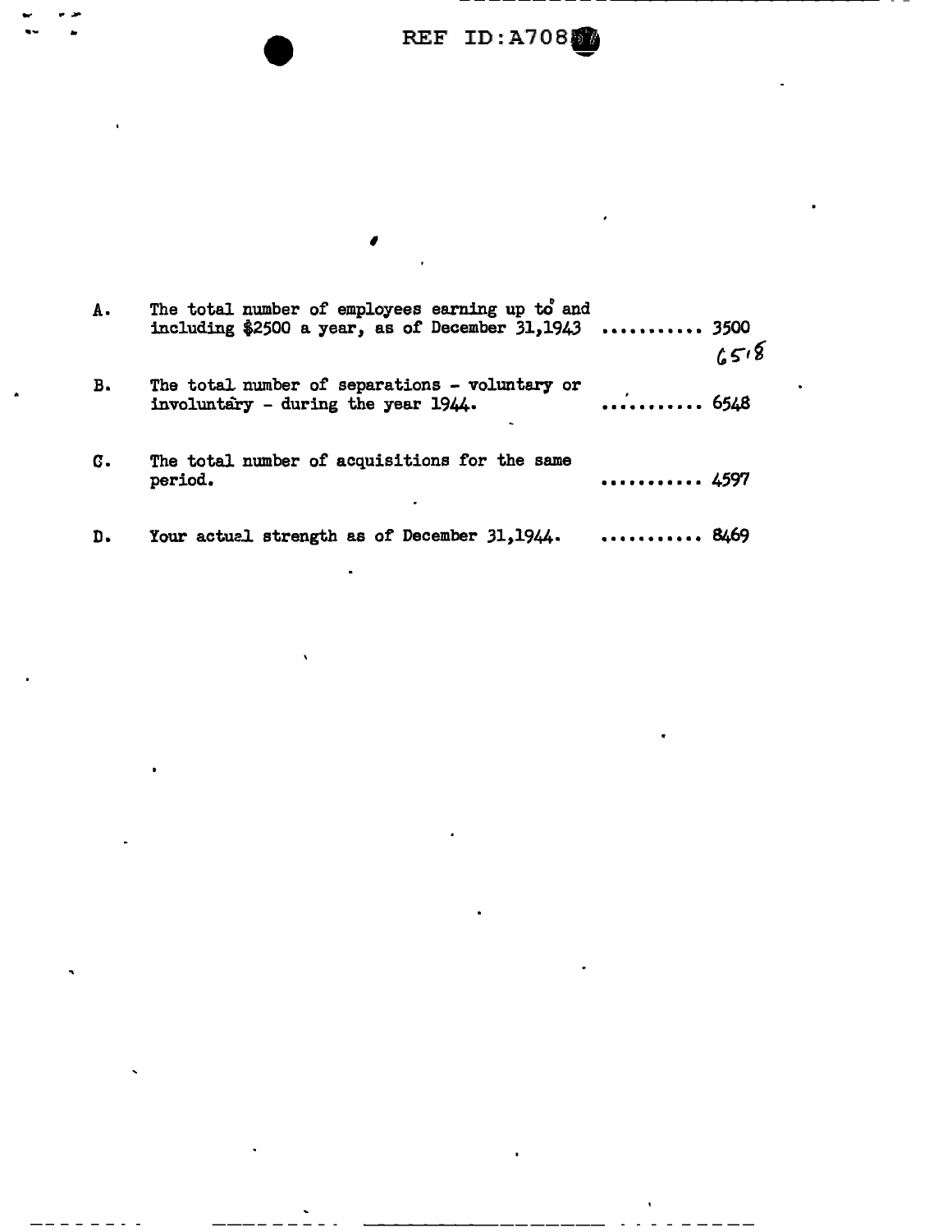A. The total number of employees earning up to and including $2500 a year, as of December 31,1943 ........... 3500

6518

B. The total number of separations - voluntary or involuntary - during the year 1944. ........... 6548

C. The total number of acquisitions for the same period. ........... 4597

D. Your actual strength as of December 31,1944. ........... 8469